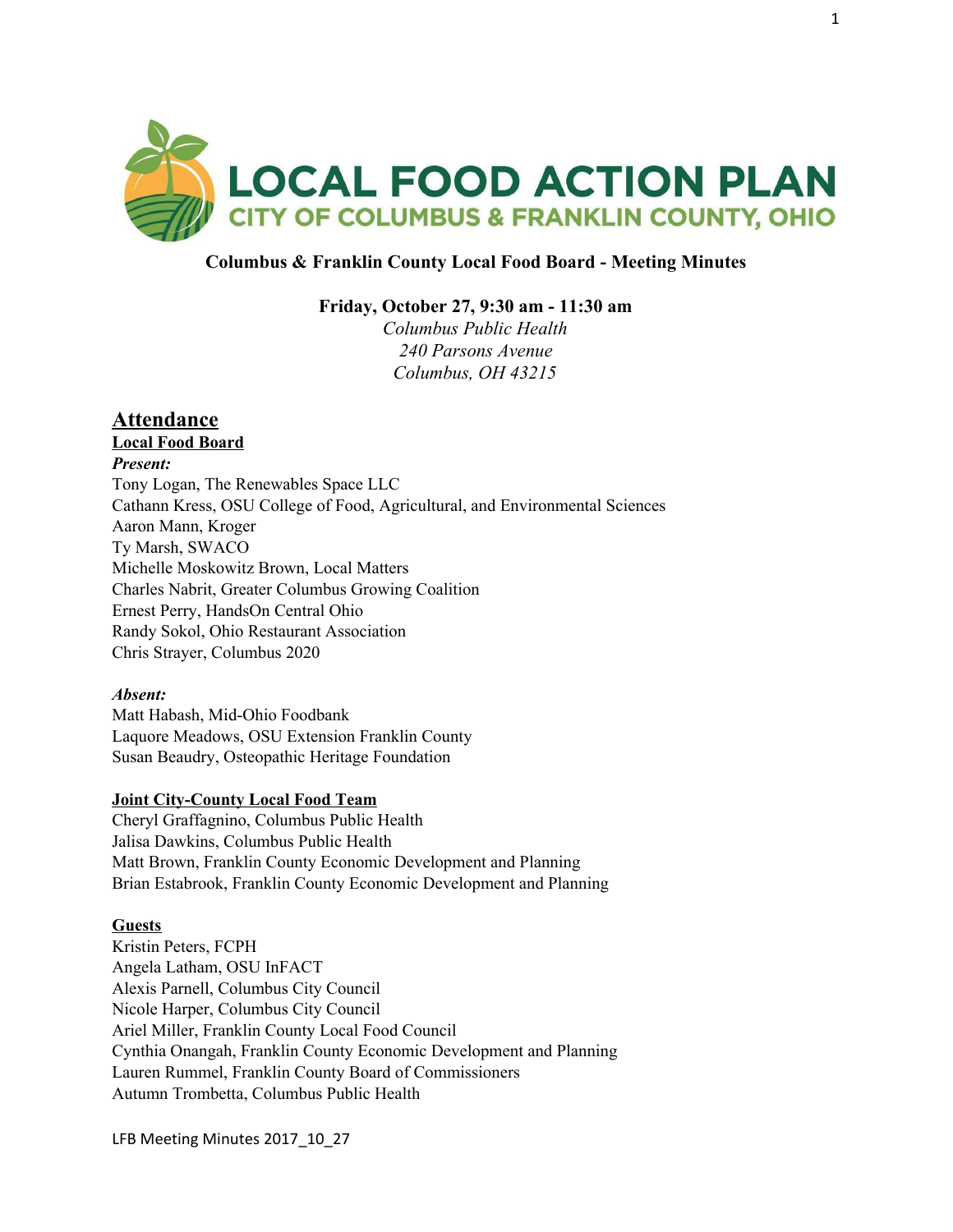LOCAL FOOD ACTION PLAN
CITY OF COLUMBUS & FRANKLIN COUNTY, OHIO

**Columbus & Franklin County Local Food Board - Meeting Minutes**

**Friday, October 27, 9:30 am - 11:30 am**
*Columbus Public Health*
*240 Parsons Avenue*
*Columbus, OH 43215*

## Attendance

### Local Food Board

***Present:***

Tony Logan, The Renewables Space LLC
Cathann Kress, OSU College of Food, Agricultural, and Environmental Sciences
Aaron Mann, Kroger
Ty Marsh, SWACO
Michelle Moskowitz Brown, Local Matters
Charles Nabrit, Greater Columbus Growing Coalition
Ernest Perry, HandsOn Central Ohio
Randy Sokol, Ohio Restaurant Association
Chris Strayer, Columbus 2020

***Absent:***

Matt Habash, Mid-Ohio Foodbank
Laquore Meadows, OSU Extension Franklin County
Susan Beaudry, Osteopathic Heritage Foundation

### Joint City-County Local Food Team

Cheryl Graffagnino, Columbus Public Health
Jalisa Dawkins, Columbus Public Health
Matt Brown, Franklin County Economic Development and Planning
Brian Estabrook, Franklin County Economic Development and Planning

### Guests

Kristin Peters, FCPH
Angela Latham, OSU InFACT
Alexis Parnell, Columbus City Council
Nicole Harper, Columbus City Council
Ariel Miller, Franklin County Local Food Council
Cynthia Onangah, Franklin County Economic Development and Planning
Lauren Rummel, Franklin County Board of Commissioners
Autumn Trombetta, Columbus Public Health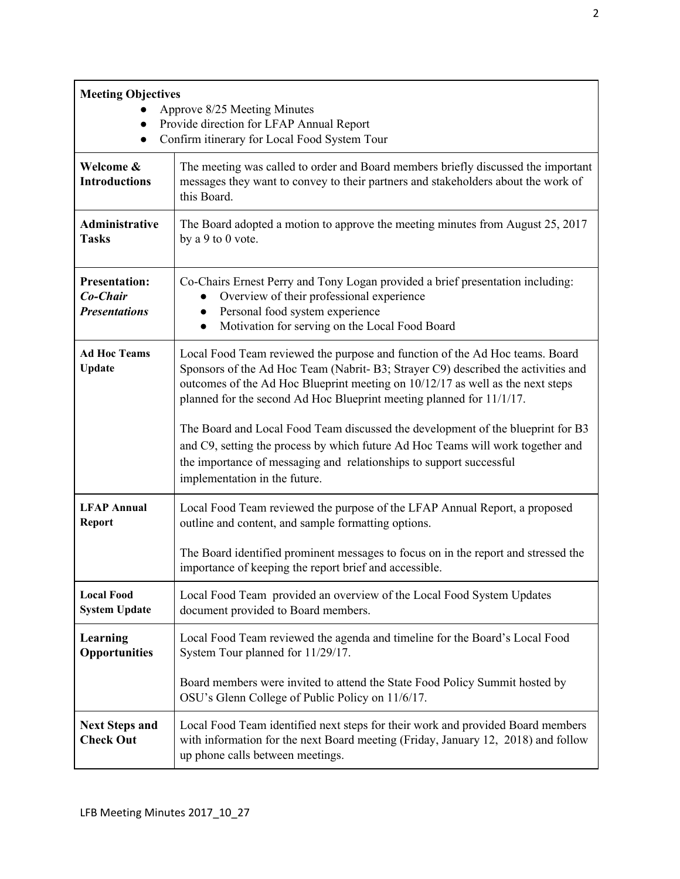| **Meeting Objectives**<br>● Approve 8/25 Meeting Minutes<br>● Provide direction for LFAP Annual Report<br>● Confirm itinerary for Local Food System Tour | |
|---|---|
| **Welcome & Introductions** | The meeting was called to order and Board members briefly discussed the important messages they want to convey to their partners and stakeholders about the work of this Board. |
| **Administrative Tasks** | The Board adopted a motion to approve the meeting minutes from August 25, 2017 by a 9 to 0 vote. |
| **Presentation:** ***Co-Chair Presentations*** | Co-Chairs Ernest Perry and Tony Logan provided a brief presentation including:<br>● Overview of their professional experience<br>● Personal food system experience<br>● Motivation for serving on the Local Food Board |
| **Ad Hoc Teams Update** | Local Food Team reviewed the purpose and function of the Ad Hoc teams. Board Sponsors of the Ad Hoc Team (Nabrit- B3; Strayer C9) described the activities and outcomes of the Ad Hoc Blueprint meeting on 10/12/17 as well as the next steps planned for the second Ad Hoc Blueprint meeting planned for 11/1/17.<br><br>The Board and Local Food Team discussed the development of the blueprint for B3 and C9, setting the process by which future Ad Hoc Teams will work together and the importance of messaging and relationships to support successful implementation in the future. |
| **LFAP Annual Report** | Local Food Team reviewed the purpose of the LFAP Annual Report, a proposed outline and content, and sample formatting options.<br><br>The Board identified prominent messages to focus on in the report and stressed the importance of keeping the report brief and accessible. |
| **Local Food System Update** | Local Food Team provided an overview of the Local Food System Updates document provided to Board members. |
| **Learning Opportunities** | Local Food Team reviewed the agenda and timeline for the Board's Local Food System Tour planned for 11/29/17.<br><br>Board members were invited to attend the State Food Policy Summit hosted by OSU's Glenn College of Public Policy on 11/6/17. |
| **Next Steps and Check Out** | Local Food Team identified next steps for their work and provided Board members with information for the next Board meeting (Friday, January 12, 2018) and follow up phone calls between meetings. |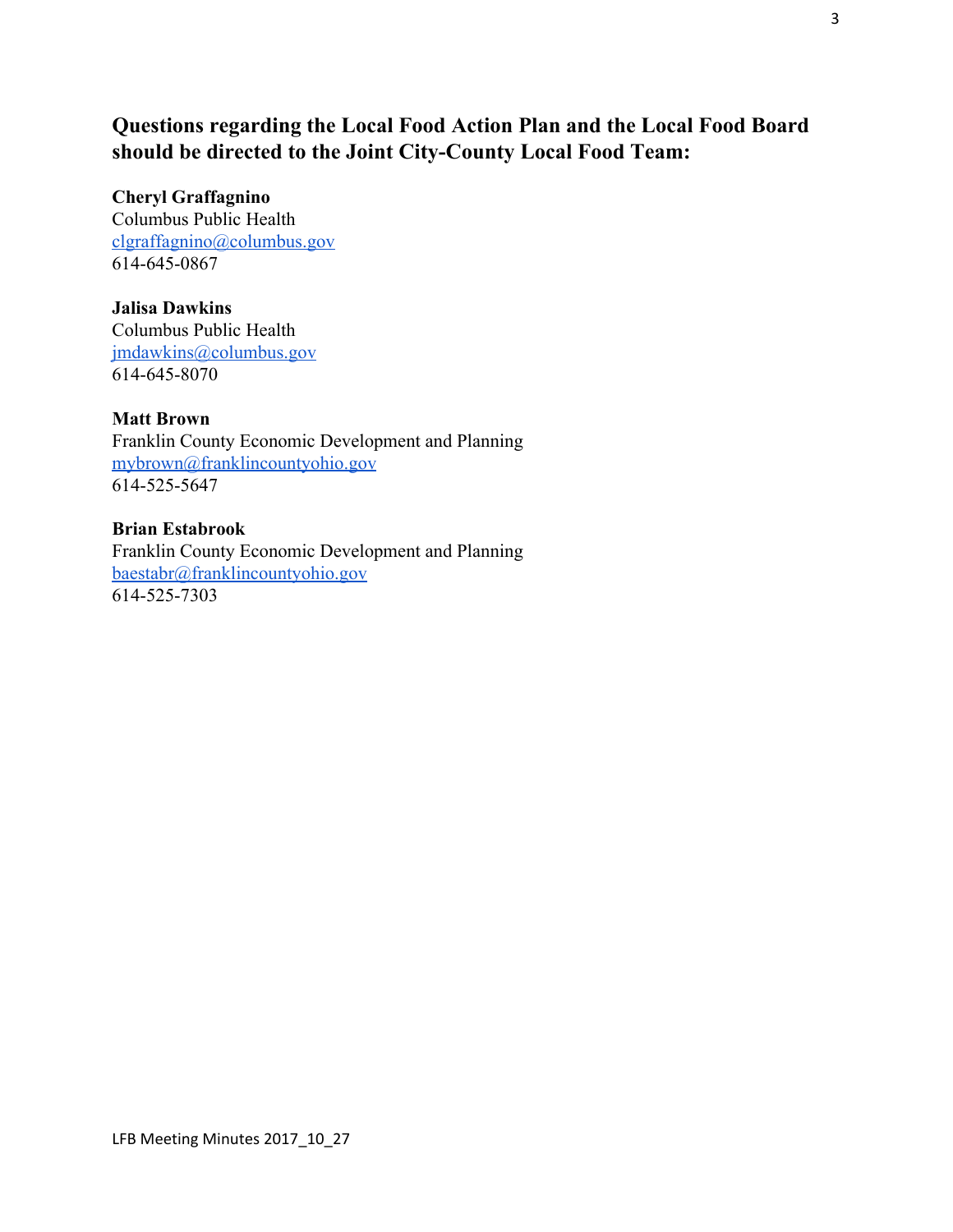## Questions regarding the Local Food Action Plan and the Local Food Board should be directed to the Joint City-County Local Food Team:

**Cheryl Graffagnino**
Columbus Public Health
clgraffagnino@columbus.gov
614-645-0867

**Jalisa Dawkins**
Columbus Public Health
jmdawkins@columbus.gov
614-645-8070

**Matt Brown**
Franklin County Economic Development and Planning
mybrown@franklincountyohio.gov
614-525-5647

**Brian Estabrook**
Franklin County Economic Development and Planning
baestabr@franklincountyohio.gov
614-525-7303